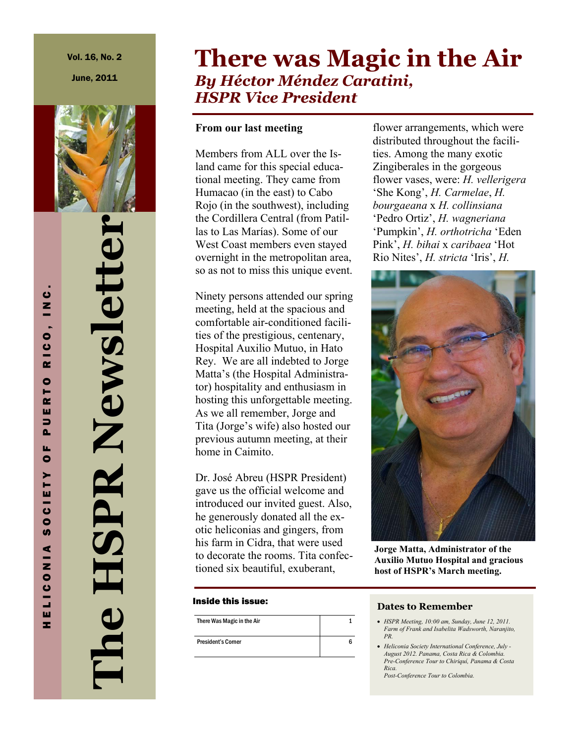Vol. 16, No. 2

June, 2011

# The HSPR Newsletter

HELICONIA SOCIETY OF PUERTO RICO, INC.

# There was Magic in the Air

## *By Héctor Méndez Caratini, HSPR Vice President*

**From our last meeting**

Members from ALL over the Island came for this special educational meeting. They came from Humacao (in the east) to Cabo Rojo (in the southwest), including the Cordillera Central (from Patillas to Las Marías). Some of our West Coast members even stayed overnight in the metropolitan area, so as not to miss this unique event.

Ninety persons attended our spring meeting, held at the spacious and comfortable air-conditioned facilities of the prestigious, centenary, Hospital Auxilio Mutuo, in Hato Rey. We are all indebted to Jorge Matta's (the Hospital Administrator) hospitality and enthusiasm in hosting this unforgettable meeting. As we all remember, Jorge and Tita (Jorge's wife) also hosted our previous autumn meeting, at their home in Caimito.

Dr. José Abreu (HSPR President) gave us the official welcome and introduced our invited guest. Also, he generously donated all the exotic heliconias and gingers, from his farm in Cidra, that were used to decorate the rooms. Tita confectioned six beautiful, exuberant, flower arrangements, which were distributed throughout the facilities. Among the many exotic Zingiberales in the gorgeous flower vases, were: *H. vellerigera* 'She Kong', *H. Carmelae*, *H. bourgaeana* x *H. collinsiana* 'Pedro Ortiz', *H. wagneriana* 'Pumpkin', *H. orthotricha* 'Eden Pink', *H. bihai* x *caribaea* 'Hot Rio Nites', *H. stricta* 'Iris', *H.*

**Jorge Matta, Administrator of the Auxilio Mutuo Hospital and gracious host of HSPR's March meeting.**

**Inside this issue:**

| | |
|---|---|
| There Was Magic in the Air | 1 |
| President's Corner | 6 |

### Dates to Remember

- *HSPR Meeting, 10:00 am, Sunday, June 12, 2011. Farm of Frank and Isabelita Wadsworth, Naranjito, PR.*
- *Heliconia Society International Conference, July - August 2012. Panama, Costa Rica & Colombia. Pre-Conference Tour to Chiriqui, Panama & Costa Rica.*
  *Post-Conference Tour to Colombia.*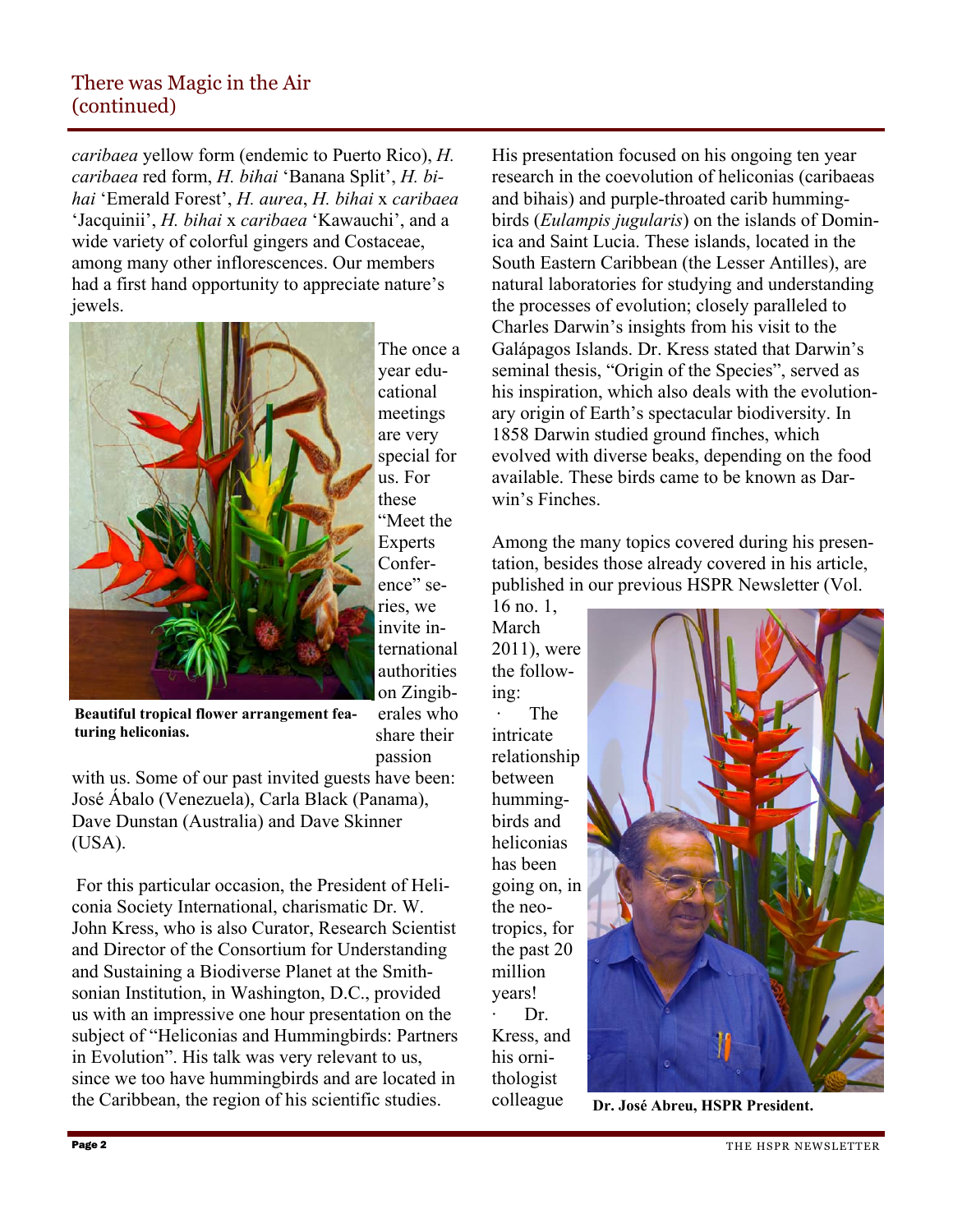## There was Magic in the Air (continued)

*caribaea* yellow form (endemic to Puerto Rico), *H. caribaea* red form, *H. bihai* 'Banana Split', *H. bihai* 'Emerald Forest', *H. aurea*, *H. bihai* x *caribaea* 'Jacquinii', *H. bihai* x *caribaea* 'Kawauchi', and a wide variety of colorful gingers and Costaceae, among many other inflorescences. Our members had a first hand opportunity to appreciate nature's jewels.

**Beautiful tropical flower arrangement featuring heliconias.**

The once a year educational meetings are very special for us. For these "Meet the Experts Conference" series, we invite international authorities on Zingiberales who share their passion with us. Some of our past invited guests have been: José Ábalo (Venezuela), Carla Black (Panama), Dave Dunstan (Australia) and Dave Skinner (USA).

For this particular occasion, the President of Heliconia Society International, charismatic Dr. W. John Kress, who is also Curator, Research Scientist and Director of the Consortium for Understanding and Sustaining a Biodiverse Planet at the Smithsonian Institution, in Washington, D.C., provided us with an impressive one hour presentation on the subject of "Heliconias and Hummingbirds: Partners in Evolution". His talk was very relevant to us, since we too have hummingbirds and are located in the Caribbean, the region of his scientific studies.

His presentation focused on his ongoing ten year research in the coevolution of heliconias (caribaeas and bihais) and purple-throated carib hummingbirds (*Eulampis jugularis*) on the islands of Dominica and Saint Lucia. These islands, located in the South Eastern Caribbean (the Lesser Antilles), are natural laboratories for studying and understanding the processes of evolution; closely paralleled to Charles Darwin's insights from his visit to the Galápagos Islands. Dr. Kress stated that Darwin's seminal thesis, "Origin of the Species", served as his inspiration, which also deals with the evolutionary origin of Earth's spectacular biodiversity. In 1858 Darwin studied ground finches, which evolved with diverse beaks, depending on the food available. These birds came to be known as Darwin's Finches.

Among the many topics covered during his presentation, besides those already covered in his article, published in our previous HSPR Newsletter (Vol. 16 no. 1, March 2011), were the following:

- The intricate relationship between hummingbirds and heliconias has been going on, in the neotropics, for the past 20 million years!
- Dr. Kress, and his ornithologist colleague

**Dr. José Abreu, HSPR President.**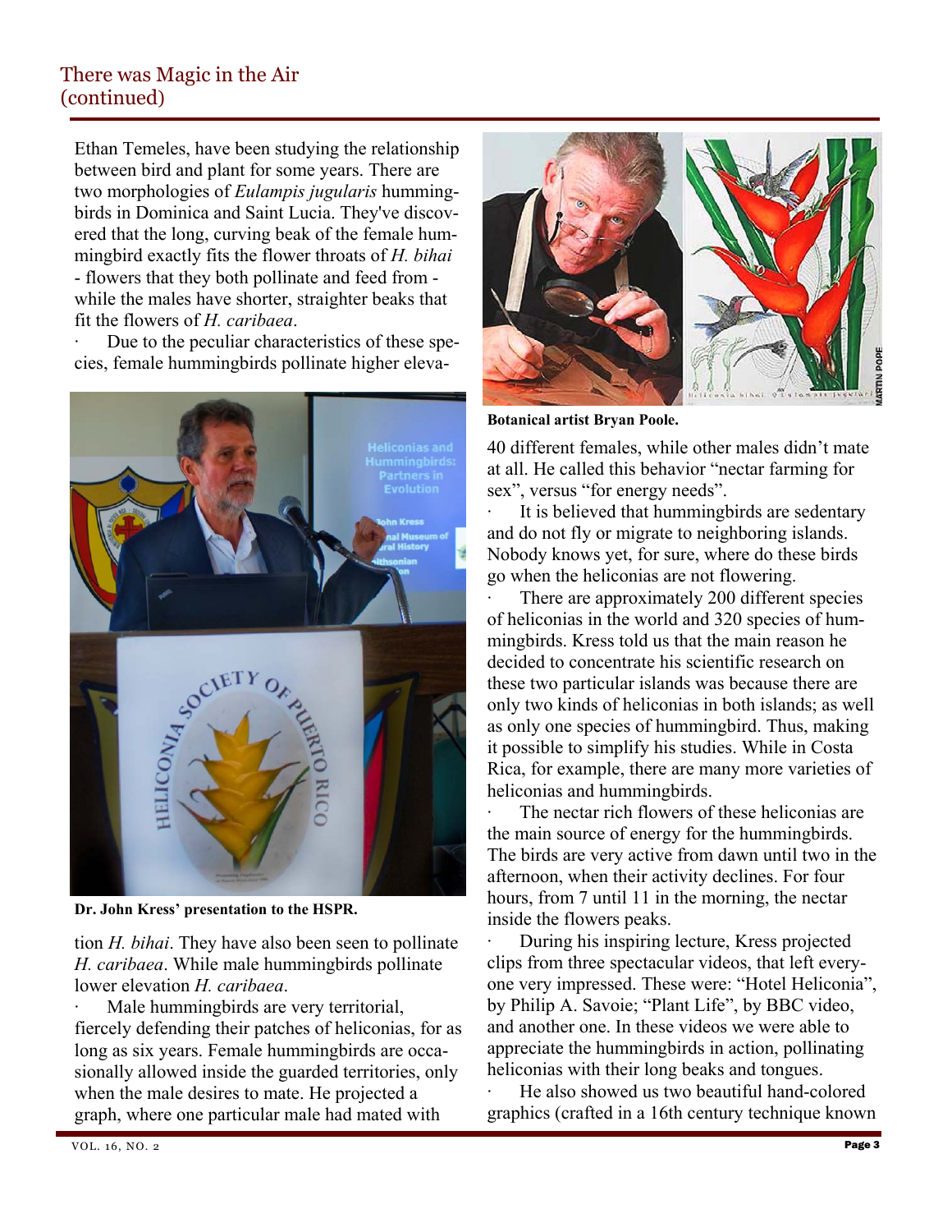## There was Magic in the Air (continued)

Ethan Temeles, have been studying the relationship between bird and plant for some years. There are two morphologies of *Eulampis jugularis* hummingbirds in Dominica and Saint Lucia. They've discovered that the long, curving beak of the female hummingbird exactly fits the flower throats of *H. bihai* - flowers that they both pollinate and feed from - while the males have shorter, straighter beaks that fit the flowers of *H. caribaea*.

· Due to the peculiar characteristics of these species, female hummingbirds pollinate higher elevation *H. bihai*. They have also been seen to pollinate *H. caribaea*. While male hummingbirds pollinate lower elevation *H. caribaea*.

**Dr. John Kress' presentation to the HSPR.**

· Male hummingbirds are very territorial, fiercely defending their patches of heliconias, for as long as six years. Female hummingbirds are occasionally allowed inside the guarded territories, only when the male desires to mate. He projected a graph, where one particular male had mated with 40 different females, while other males didn't mate at all. He called this behavior "nectar farming for sex", versus "for energy needs".

**Botanical artist Bryan Poole.**

· It is believed that hummingbirds are sedentary and do not fly or migrate to neighboring islands. Nobody knows yet, for sure, where do these birds go when the heliconias are not flowering.

· There are approximately 200 different species of heliconias in the world and 320 species of hummingbirds. Kress told us that the main reason he decided to concentrate his scientific research on these two particular islands was because there are only two kinds of heliconias in both islands; as well as only one species of hummingbird. Thus, making it possible to simplify his studies. While in Costa Rica, for example, there are many more varieties of heliconias and hummingbirds.

· The nectar rich flowers of these heliconias are the main source of energy for the hummingbirds. The birds are very active from dawn until two in the afternoon, when their activity declines. For four hours, from 7 until 11 in the morning, the nectar inside the flowers peaks.

· During his inspiring lecture, Kress projected clips from three spectacular videos, that left everyone very impressed. These were: "Hotel Heliconia", by Philip A. Savoie; "Plant Life", by BBC video, and another one. In these videos we were able to appreciate the hummingbirds in action, pollinating heliconias with their long beaks and tongues.

· He also showed us two beautiful hand-colored graphics (crafted in a 16th century technique known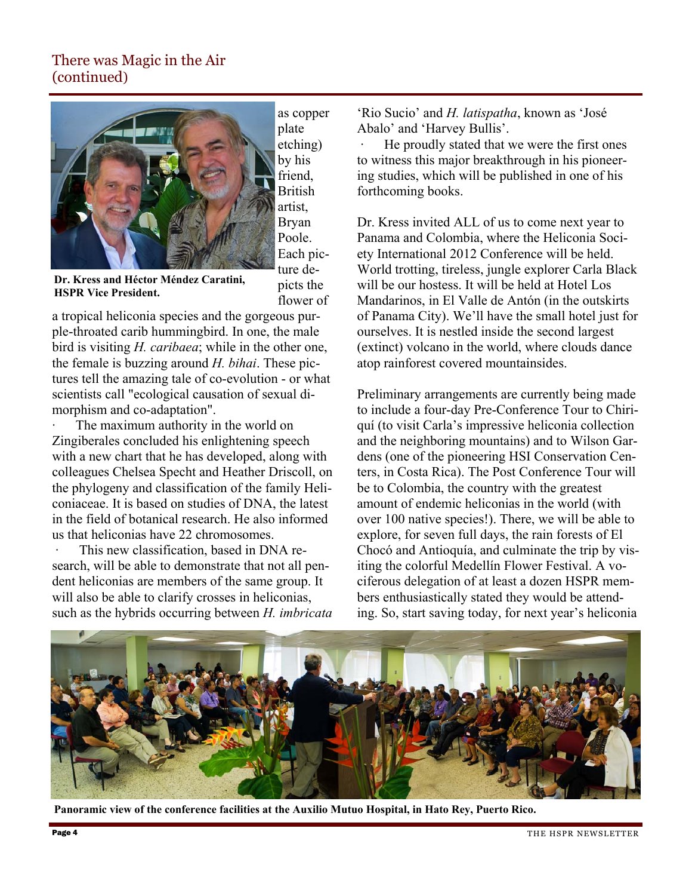## There was Magic in the Air (continued)

Dr. Kress and Héctor Méndez Caratini, HSPR Vice President.

as copper plate etching) by his friend, British artist, Bryan Poole. Each picture depicts the flower of a tropical heliconia species and the gorgeous purple-throated carib hummingbird. In one, the male bird is visiting *H. caribaea*; while in the other one, the female is buzzing around *H. bihai*. These pictures tell the amazing tale of co-evolution - or what scientists call "ecological causation of sexual dimorphism and co-adaptation".

· The maximum authority in the world on Zingiberales concluded his enlightening speech with a new chart that he has developed, along with colleagues Chelsea Specht and Heather Driscoll, on the phylogeny and classification of the family Heliconiaceae. It is based on studies of DNA, the latest in the field of botanical research. He also informed us that heliconias have 22 chromosomes.

· This new classification, based in DNA research, will be able to demonstrate that not all pendent heliconias are members of the same group. It will also be able to clarify crosses in heliconias, such as the hybrids occurring between *H. imbricata* 'Rio Sucio' and *H. latispatha*, known as 'José Abalo' and 'Harvey Bullis'.

· He proudly stated that we were the first ones to witness this major breakthrough in his pioneering studies, which will be published in one of his forthcoming books.

Dr. Kress invited ALL of us to come next year to Panama and Colombia, where the Heliconia Society International 2012 Conference will be held. World trotting, tireless, jungle explorer Carla Black will be our hostess. It will be held at Hotel Los Mandarinos, in El Valle de Antón (in the outskirts of Panama City). We'll have the small hotel just for ourselves. It is nestled inside the second largest (extinct) volcano in the world, where clouds dance atop rainforest covered mountainsides.

Preliminary arrangements are currently being made to include a four-day Pre-Conference Tour to Chiriquí (to visit Carla's impressive heliconia collection and the neighboring mountains) and to Wilson Gardens (one of the pioneering HSI Conservation Centers, in Costa Rica). The Post Conference Tour will be to Colombia, the country with the greatest amount of endemic heliconias in the world (with over 100 native species!). There, we will be able to explore, for seven full days, the rain forests of El Chocó and Antioquía, and culminate the trip by visiting the colorful Medellín Flower Festival. A vociferous delegation of at least a dozen HSPR members enthusiastically stated they would be attending. So, start saving today, for next year's heliconia

**Panoramic view of the conference facilities at the Auxilio Mutuo Hospital, in Hato Rey, Puerto Rico.**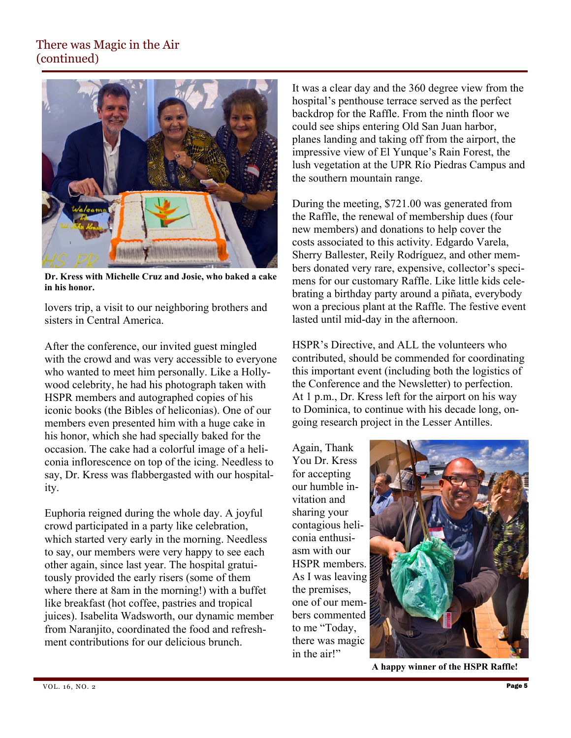## There was Magic in the Air (continued)

Dr. Kress with Michelle Cruz and Josie, who baked a cake in his honor.

lovers trip, a visit to our neighboring brothers and sisters in Central America.

After the conference, our invited guest mingled with the crowd and was very accessible to everyone who wanted to meet him personally. Like a Hollywood celebrity, he had his photograph taken with HSPR members and autographed copies of his iconic books (the Bibles of heliconias). One of our members even presented him with a huge cake in his honor, which she had specially baked for the occasion. The cake had a colorful image of a heliconia inflorescence on top of the icing. Needless to say, Dr. Kress was flabbergasted with our hospitality.

Euphoria reigned during the whole day. A joyful crowd participated in a party like celebration, which started very early in the morning. Needless to say, our members were very happy to see each other again, since last year. The hospital gratuitously provided the early risers (some of them where there at 8am in the morning!) with a buffet like breakfast (hot coffee, pastries and tropical juices). Isabelita Wadsworth, our dynamic member from Naranjito, coordinated the food and refreshment contributions for our delicious brunch.

It was a clear day and the 360 degree view from the hospital's penthouse terrace served as the perfect backdrop for the Raffle. From the ninth floor we could see ships entering Old San Juan harbor, planes landing and taking off from the airport, the impressive view of El Yunque's Rain Forest, the lush vegetation at the UPR Río Piedras Campus and the southern mountain range.

During the meeting, $721.00 was generated from the Raffle, the renewal of membership dues (four new members) and donations to help cover the costs associated to this activity. Edgardo Varela, Sherry Ballester, Reily Rodríguez, and other members donated very rare, expensive, collector's specimens for our customary Raffle. Like little kids celebrating a birthday party around a piñata, everybody won a precious plant at the Raffle. The festive event lasted until mid-day in the afternoon.

HSPR's Directive, and ALL the volunteers who contributed, should be commended for coordinating this important event (including both the logistics of the Conference and the Newsletter) to perfection. At 1 p.m., Dr. Kress left for the airport on his way to Dominica, to continue with his decade long, on-going research project in the Lesser Antilles.

Again, Thank You Dr. Kress for accepting our humble invitation and sharing your contagious heliconia enthusiasm with our HSPR members. As I was leaving the premises, one of our members commented to me "Today, there was magic in the air!"

A happy winner of the HSPR Raffle!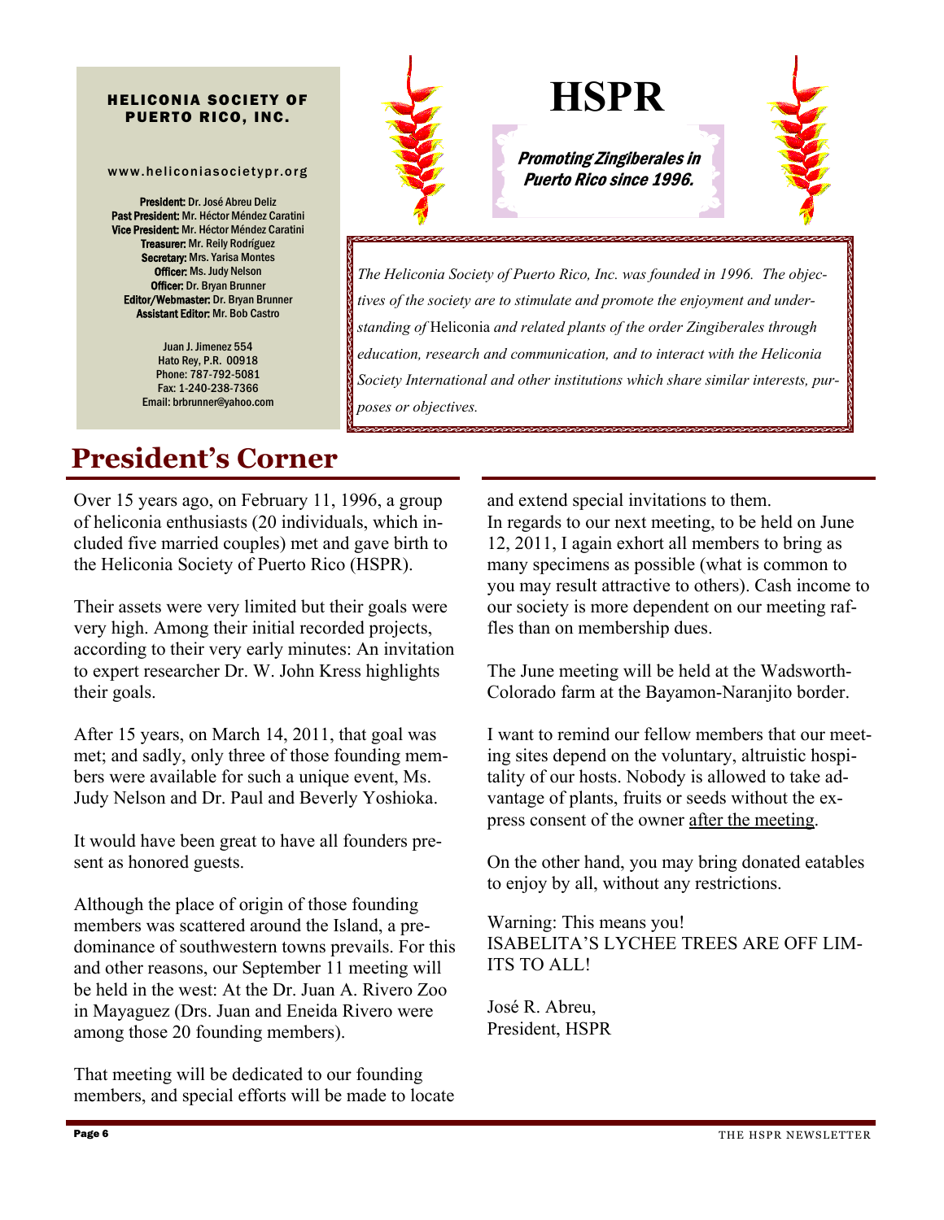**HELICONIA SOCIETY OF PUERTO RICO, INC.**

www.heliconiasocietypr.org

**President:** Dr. José Abreu Deliz
**Past President:** Mr. Héctor Méndez Caratini
**Vice President:** Mr. Héctor Méndez Caratini
**Treasurer:** Mr. Reily Rodríguez
**Secretary:** Mrs. Yarisa Montes
**Officer:** Ms. Judy Nelson
**Officer:** Dr. Bryan Brunner
**Editor/Webmaster:** Dr. Bryan Brunner
**Assistant Editor:** Mr. Bob Castro

Juan J. Jimenez 554
Hato Rey, P.R. 00918
Phone: 787-792-5081
Fax: 1-240-238-7366
Email: brbrunner@yahoo.com

# HSPR

***Promoting Zingiberales in Puerto Rico since 1996.***

*The Heliconia Society of Puerto Rico, Inc. was founded in 1996. The objectives of the society are to stimulate and promote the enjoyment and understanding of* Heliconia *and related plants of the order Zingiberales through education, research and communication, and to interact with the Heliconia Society International and other institutions which share similar interests, purposes or objectives.*

## President's Corner

Over 15 years ago, on February 11, 1996, a group of heliconia enthusiasts (20 individuals, which included five married couples) met and gave birth to the Heliconia Society of Puerto Rico (HSPR).

Their assets were very limited but their goals were very high. Among their initial recorded projects, according to their very early minutes: An invitation to expert researcher Dr. W. John Kress highlights their goals.

After 15 years, on March 14, 2011, that goal was met; and sadly, only three of those founding members were available for such a unique event, Ms. Judy Nelson and Dr. Paul and Beverly Yoshioka.

It would have been great to have all founders present as honored guests.

Although the place of origin of those founding members was scattered around the Island, a predominance of southwestern towns prevails. For this and other reasons, our September 11 meeting will be held in the west: At the Dr. Juan A. Rivero Zoo in Mayaguez (Drs. Juan and Eneida Rivero were among those 20 founding members).

That meeting will be dedicated to our founding members, and special efforts will be made to locate and extend special invitations to them.
In regards to our next meeting, to be held on June 12, 2011, I again exhort all members to bring as many specimens as possible (what is common to you may result attractive to others). Cash income to our society is more dependent on our meeting raffles than on membership dues.

The June meeting will be held at the Wadsworth-Colorado farm at the Bayamon-Naranjito border.

I want to remind our fellow members that our meeting sites depend on the voluntary, altruistic hospitality of our hosts. Nobody is allowed to take advantage of plants, fruits or seeds without the express consent of the owner <u>after the meeting</u>.

On the other hand, you may bring donated eatables to enjoy by all, without any restrictions.

Warning: This means you!
ISABELITA'S LYCHEE TREES ARE OFF LIMITS TO ALL!

José R. Abreu,
President, HSPR